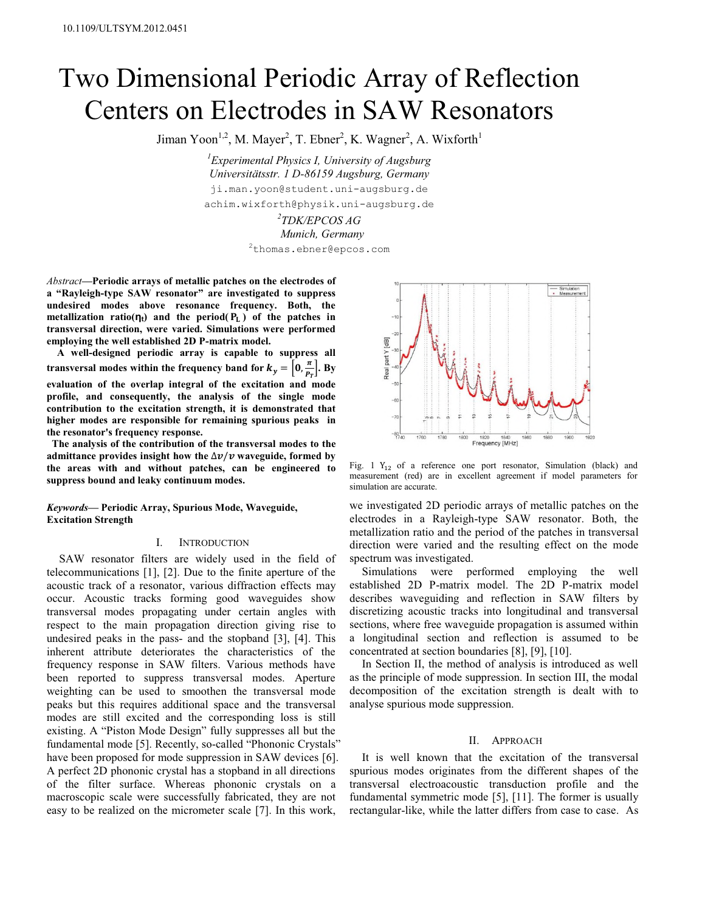10.1109/ULTSYM.2012.0451

# Two Dimensional Periodic Array of Reflection Centers on Electrodes in SAW Resonators

Jiman Yoon[1,2], M. Mayer[2], T. Ebner[2], K. Wagner[2], A. Wixforth[1]

[1]*Experimental Physics I, University of Augsburg*
*Universitätsstr. 1 D-86159 Augsburg, Germany*
ji.man.yoon@student.uni-augsburg.de
achim.wixforth@physik.uni-augsburg.de

[2]*TDK/EPCOS AG*
*Munich, Germany*
[2]thomas.ebner@epcos.com

*Abstract*—**Periodic arrays of metallic patches on the electrodes of a "Rayleigh-type SAW resonator" are investigated to suppress undesired modes above resonance frequency. Both, the metallization ratio($\eta_t$) and the period($P_L$) of the patches in transversal direction, were varied. Simulations were performed employing the well established 2D P-matrix model.**

**A well-designed periodic array is capable to suppress all transversal modes within the frequency band for $k_y = \left[0, \frac{\pi}{P_T}\right]$. By evaluation of the overlap integral of the excitation and mode profile, and consequently, the analysis of the single mode contribution to the excitation strength, it is demonstrated that higher modes are responsible for remaining spurious peaks in the resonator's frequency response.**

**The analysis of the contribution of the transversal modes to the admittance provides insight how the $\Delta v/v$ waveguide, formed by the areas with and without patches, can be engineered to suppress bound and leaky continuum modes.**

***Keywords*— Periodic Array, Spurious Mode, Waveguide, Excitation Strength**

## I. Introduction

SAW resonator filters are widely used in the field of telecommunications [1], [2]. Due to the finite aperture of the acoustic track of a resonator, various diffraction effects may occur. Acoustic tracks forming good waveguides show transversal modes propagating under certain angles with respect to the main propagation direction giving rise to undesired peaks in the pass- and the stopband [3], [4]. This inherent attribute deteriorates the characteristics of the frequency response in SAW filters. Various methods have been reported to suppress transversal modes. Aperture weighting can be used to smoothen the transversal mode peaks but this requires additional space and the transversal modes are still excited and the corresponding loss is still existing. A "Piston Mode Design" fully suppresses all but the fundamental mode [5]. Recently, so-called "Phononic Crystals" have been proposed for mode suppression in SAW devices [6]. A perfect 2D phononic crystal has a stopband in all directions of the filter surface. Whereas phononic crystals on a macroscopic scale were successfully fabricated, they are not easy to be realized on the micrometer scale [7]. In this work, we investigated 2D periodic arrays of metallic patches on the electrodes in a Rayleigh-type SAW resonator. Both, the metallization ratio and the period of the patches in transversal direction were varied and the resulting effect on the mode spectrum was investigated.

Fig. 1 $Y_{12}$ of a reference one port resonator, Simulation (black) and measurement (red) are in excellent agreement if model parameters for simulation are accurate.

Simulations were performed employing the well established 2D P-matrix model. The 2D P-matrix model describes waveguiding and reflection in SAW filters by discretizing acoustic tracks into longitudinal and transversal sections, where free waveguide propagation is assumed within a longitudinal section and reflection is assumed to be concentrated at section boundaries [8], [9], [10].

In Section II, the method of analysis is introduced as well as the principle of mode suppression. In section III, the modal decomposition of the excitation strength is dealt with to analyse spurious mode suppression.

## II. Approach

It is well known that the excitation of the transversal spurious modes originates from the different shapes of the transversal electroacoustic transduction profile and the fundamental symmetric mode [5], [11]. The former is usually rectangular-like, while the latter differs from case to case. As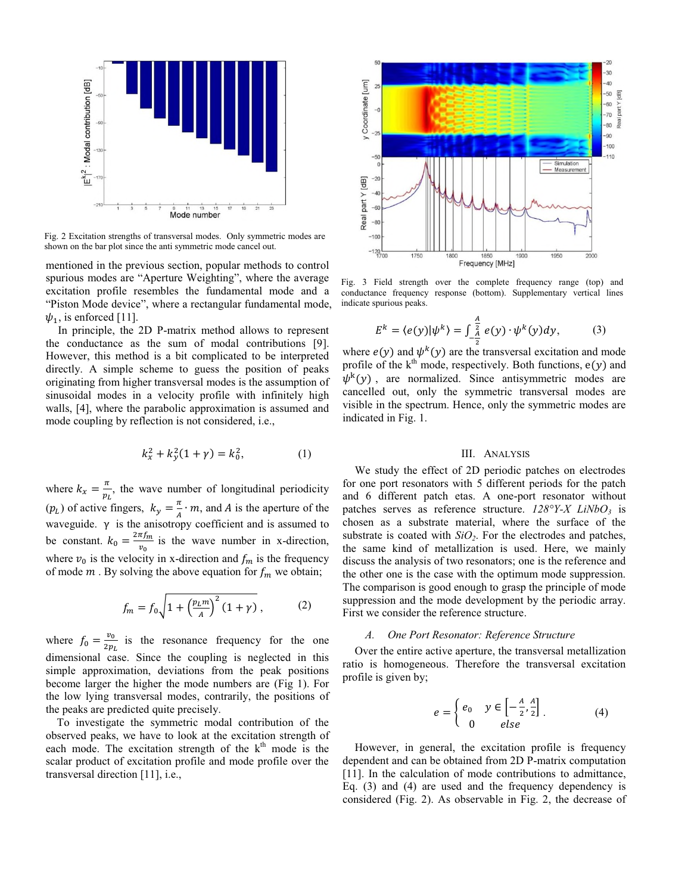Fig. 2 Excitation strengths of transversal modes. Only symmetric modes are shown on the bar plot since the anti symmetric mode cancel out.

mentioned in the previous section, popular methods to control spurious modes are "Aperture Weighting", where the average excitation profile resembles the fundamental mode and a "Piston Mode device", where a rectangular fundamental mode, $\psi_1$, is enforced [11].

In principle, the 2D P-matrix method allows to represent the conductance as the sum of modal contributions [9]. However, this method is a bit complicated to be interpreted directly. A simple scheme to guess the position of peaks originating from higher transversal modes is the assumption of sinusoidal modes in a velocity profile with infinitely high walls, [4], where the parabolic approximation is assumed and mode coupling by reflection is not considered, i.e.,

$$k_x^2 + k_y^2(1+\gamma) = k_0^2, \qquad (1)$$

where $k_x = \frac{\pi}{p_L}$, the wave number of longitudinal periodicity ($p_L$) of active fingers, $k_y = \frac{\pi}{A} \cdot m$, and $A$ is the aperture of the waveguide. $\gamma$ is the anisotropy coefficient and is assumed to be constant. $k_0 = \frac{2\pi f_m}{v_0}$ is the wave number in x-direction, where $v_0$ is the velocity in x-direction and $f_m$ is the frequency of mode $m$. By solving the above equation for $f_m$ we obtain;

$$f_m = f_0\sqrt{1 + \left(\frac{p_L m}{A}\right)^2 (1+\gamma)}\,, \qquad (2)$$

where $f_0 = \frac{v_0}{2p_L}$ is the resonance frequency for the one dimensional case. Since the coupling is neglected in this simple approximation, deviations from the peak positions become larger the higher the mode numbers are (Fig 1). For the low lying transversal modes, contrarily, the positions of the peaks are predicted quite precisely.

To investigate the symmetric modal contribution of the observed peaks, we have to look at the excitation strength of each mode. The excitation strength of the k[th] mode is the scalar product of excitation profile and mode profile over the transversal direction [11], i.e.,

Fig. 3 Field strength over the complete frequency range (top) and conductance frequency response (bottom). Supplementary vertical lines indicate spurious peaks.

$$E^k = \langle e(y)|\psi^k\rangle = \int_{-\frac{A}{2}}^{\frac{A}{2}} e(y)\cdot\psi^k(y)dy, \qquad (3)$$

where $e(y)$ and $\psi^k(y)$ are the transversal excitation and mode profile of the k[th] mode, respectively. Both functions, $e(y)$ and $\psi^k(y)$, are normalized. Since antisymmetric modes are cancelled out, only the symmetric transversal modes are visible in the spectrum. Hence, only the symmetric modes are indicated in Fig. 1.

## III. Analysis

We study the effect of 2D periodic patches on electrodes for one port resonators with 5 different periods for the patch and 6 different patch etas. A one-port resonator without patches serves as reference structure. *128°Y-X $LiNbO_3$* is chosen as a substrate material, where the surface of the substrate is coated with *$SiO_2$*. For the electrodes and patches, the same kind of metallization is used. Here, we mainly discuss the analysis of two resonators; one is the reference and the other one is the case with the optimum mode suppression. The comparison is good enough to grasp the principle of mode suppression and the mode development by the periodic array. First we consider the reference structure.

### *A. One Port Resonator: Reference Structure*

Over the entire active aperture, the transversal metallization ratio is homogeneous. Therefore the transversal excitation profile is given by;

$$e = \begin{cases} e_0 & y \in \left[-\frac{A}{2}, \frac{A}{2}\right] \\ 0 & else \end{cases}. \qquad (4)$$

However, in general, the excitation profile is frequency dependent and can be obtained from 2D P-matrix computation [11]. In the calculation of mode contributions to admittance, Eq. (3) and (4) are used and the frequency dependency is considered (Fig. 2). As observable in Fig. 2, the decrease of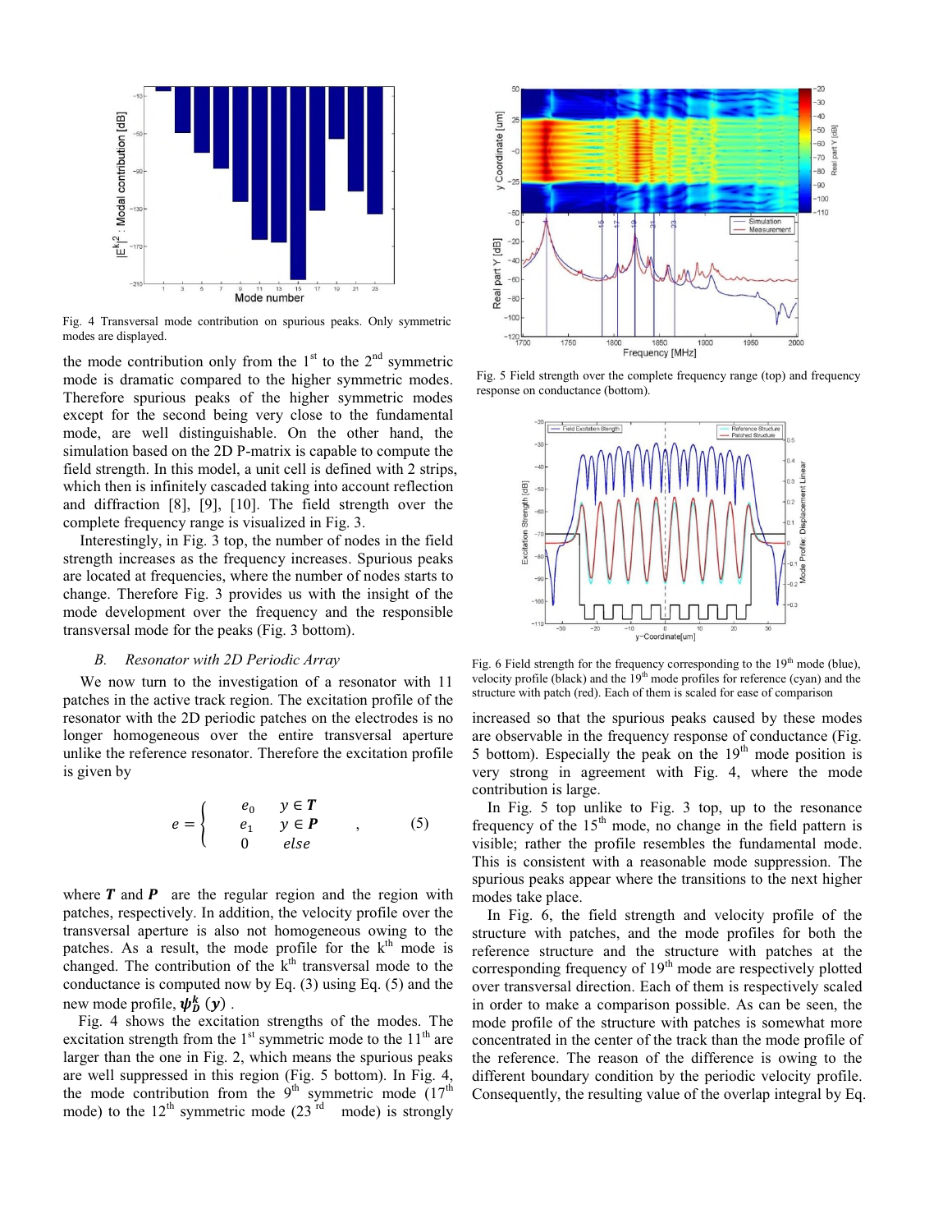Fig. 4 Transversal mode contribution on spurious peaks. Only symmetric modes are displayed.

the mode contribution only from the 1st to the 2nd symmetric mode is dramatic compared to the higher symmetric modes. Therefore spurious peaks of the higher symmetric modes except for the second being very close to the fundamental mode, are well distinguishable. On the other hand, the simulation based on the 2D P-matrix is capable to compute the field strength. In this model, a unit cell is defined with 2 strips, which then is infinitely cascaded taking into account reflection and diffraction [8], [9], [10]. The field strength over the complete frequency range is visualized in Fig. 3.

Interestingly, in Fig. 3 top, the number of nodes in the field strength increases as the frequency increases. Spurious peaks are located at frequencies, where the number of nodes starts to change. Therefore Fig. 3 provides us with the insight of the mode development over the frequency and the responsible transversal mode for the peaks (Fig. 3 bottom).

### B. Resonator with 2D Periodic Array

We now turn to the investigation of a resonator with 11 patches in the active track region. The excitation profile of the resonator with the 2D periodic patches on the electrodes is no longer homogeneous over the entire transversal aperture unlike the reference resonator. Therefore the excitation profile is given by

$$e = \begin{cases} e_0 & y \in \boldsymbol{T} \\ e_1 & y \in \boldsymbol{P} \\ 0 & else \end{cases}, \qquad (5)$$

where $\boldsymbol{T}$ and $\boldsymbol{P}$ are the regular region and the region with patches, respectively. In addition, the velocity profile over the transversal aperture is also not homogeneous owing to the patches. As a result, the mode profile for the kth mode is changed. The contribution of the kth transversal mode to the conductance is computed now by Eq. (3) using Eq. (5) and the new mode profile, $\boldsymbol{\psi}_{\boldsymbol{D}}^{\boldsymbol{k}}(\boldsymbol{y})$.

Fig. 4 shows the excitation strengths of the modes. The excitation strength from the 1st symmetric mode to the 11th are larger than the one in Fig. 2, which means the spurious peaks are well suppressed in this region (Fig. 5 bottom). In Fig. 4, the mode contribution from the 9th symmetric mode (17th mode) to the 12th symmetric mode (23rd mode) is strongly increased so that the spurious peaks caused by these modes are observable in the frequency response of conductance (Fig. 5 bottom). Especially the peak on the 19th mode position is very strong in agreement with Fig. 4, where the mode contribution is large.

Fig. 5 Field strength over the complete frequency range (top) and frequency response on conductance (bottom).

Fig. 6 Field strength for the frequency corresponding to the 19th mode (blue), velocity profile (black) and the 19th mode profiles for reference (cyan) and the structure with patch (red). Each of them is scaled for ease of comparison

In Fig. 5 top unlike to Fig. 3 top, up to the resonance frequency of the 15th mode, no change in the field pattern is visible; rather the profile resembles the fundamental mode. This is consistent with a reasonable mode suppression. The spurious peaks appear where the transitions to the next higher modes take place.

In Fig. 6, the field strength and velocity profile of the structure with patches, and the mode profiles for both the reference structure and the structure with patches at the corresponding frequency of 19th mode are respectively plotted over transversal direction. Each of them is respectively scaled in order to make a comparison possible. As can be seen, the mode profile of the structure with patches is somewhat more concentrated in the center of the track than the mode profile of the reference. The reason of the difference is owing to the different boundary condition by the periodic velocity profile. Consequently, the resulting value of the overlap integral by Eq.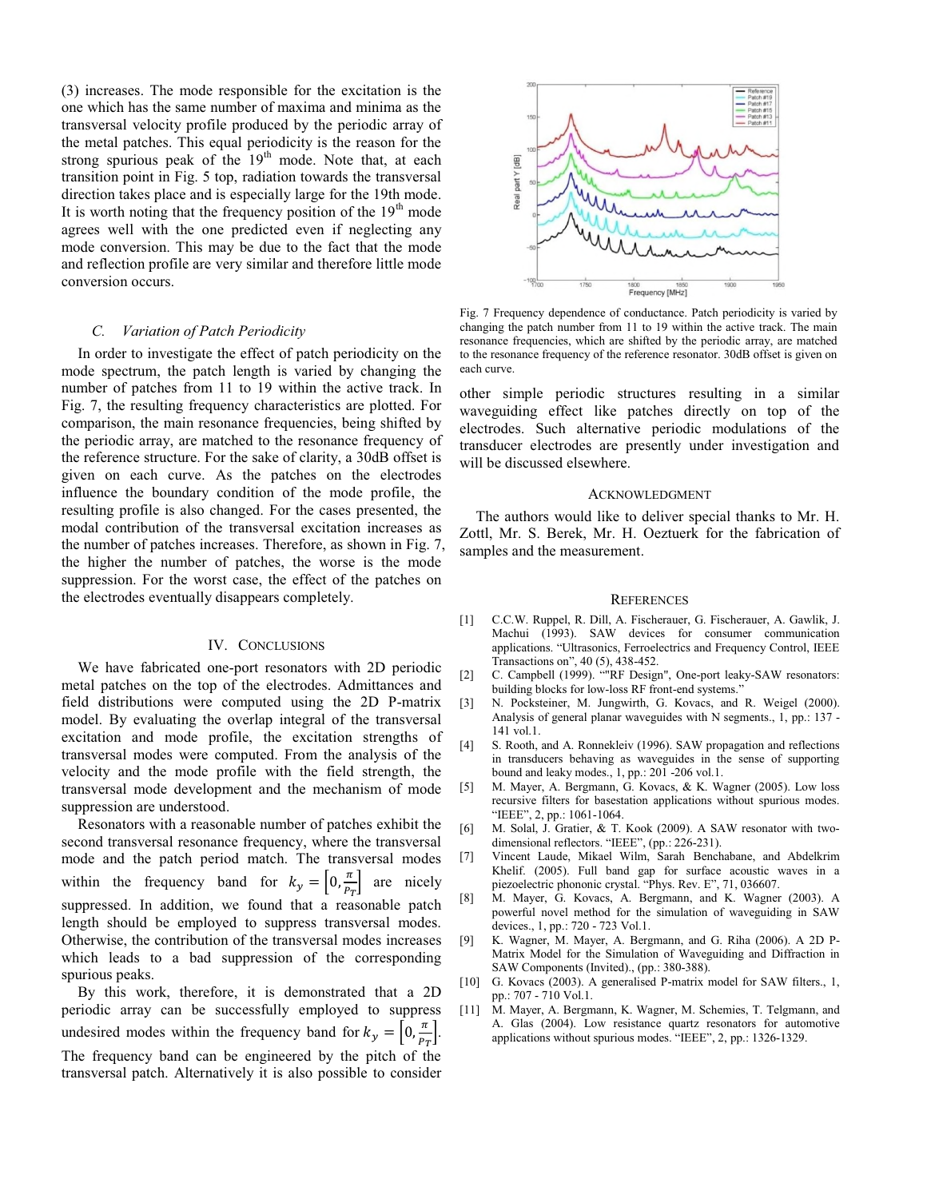(3) increases. The mode responsible for the excitation is the one which has the same number of maxima and minima as the transversal velocity profile produced by the periodic array of the metal patches. This equal periodicity is the reason for the strong spurious peak of the 19th mode. Note that, at each transition point in Fig. 5 top, radiation towards the transversal direction takes place and is especially large for the 19th mode. It is worth noting that the frequency position of the 19th mode agrees well with the one predicted even if neglecting any mode conversion. This may be due to the fact that the mode and reflection profile are very similar and therefore little mode conversion occurs.

### C. Variation of Patch Periodicity

In order to investigate the effect of patch periodicity on the mode spectrum, the patch length is varied by changing the number of patches from 11 to 19 within the active track. In Fig. 7, the resulting frequency characteristics are plotted. For comparison, the main resonance frequencies, being shifted by the periodic array, are matched to the resonance frequency of the reference structure. For the sake of clarity, a 30dB offset is given on each curve. As the patches on the electrodes influence the boundary condition of the mode profile, the resulting profile is also changed. For the cases presented, the modal contribution of the transversal excitation increases as the number of patches increases. Therefore, as shown in Fig. 7, the higher the number of patches, the worse is the mode suppression. For the worst case, the effect of the patches on the electrodes eventually disappears completely.

Real part Y [dB]

Frequency [MHz]

Reference
Patch #19
Patch #17
Patch #15
Patch #13
Patch #11

200
150
100
50
0
-50
-100

1700
1750
1800
1850
1900
1950

Fig. 7 Frequency dependence of conductance. Patch periodicity is varied by changing the patch number from 11 to 19 within the active track. The main resonance frequencies, which are shifted by the periodic array, are matched to the resonance frequency of the reference resonator. 30dB offset is given on each curve.

## IV. Conclusions

We have fabricated one-port resonators with 2D periodic metal patches on the top of the electrodes. Admittances and field distributions were computed using the 2D P-matrix model. By evaluating the overlap integral of the transversal excitation and mode profile, the excitation strengths of transversal modes were computed. From the analysis of the velocity and the mode profile with the field strength, the transversal mode development and the mechanism of mode suppression are understood.

Resonators with a reasonable number of patches exhibit the second transversal resonance frequency, where the transversal mode and the patch period match. The transversal modes within the frequency band for $k_y = \left[0, \frac{\pi}{P_T}\right]$ are nicely suppressed. In addition, we found that a reasonable patch length should be employed to suppress transversal modes. Otherwise, the contribution of the transversal modes increases which leads to a bad suppression of the corresponding spurious peaks.

By this work, therefore, it is demonstrated that a 2D periodic array can be successfully employed to suppress undesired modes within the frequency band for $k_y = \left[0, \frac{\pi}{P_T}\right]$. The frequency band can be engineered by the pitch of the transversal patch. Alternatively it is also possible to consider other simple periodic structures resulting in a similar waveguiding effect like patches directly on top of the electrodes. Such alternative periodic modulations of the transducer electrodes are presently under investigation and will be discussed elsewhere.

## Acknowledgment

The authors would like to deliver special thanks to Mr. H. Zottl, Mr. S. Berek, Mr. H. Oeztuerk for the fabrication of samples and the measurement.

## References

[1] C.C.W. Ruppel, R. Dill, A. Fischerauer, G. Fischerauer, A. Gawlik, J. Machui (1993). SAW devices for consumer communication applications. "Ultrasonics, Ferroelectrics and Frequency Control, IEEE Transactions on", 40 (5), 438-452.

[2] C. Campbell (1999). ""RF Design", One-port leaky-SAW resonators: building blocks for low-loss RF front-end systems."

[3] N. Pocksteiner, M. Jungwirth, G. Kovacs, and R. Weigel (2000). Analysis of general planar waveguides with N segments., 1, pp.: 137 - 141 vol.1.

[4] S. Rooth, and A. Ronnekleiv (1996). SAW propagation and reflections in transducers behaving as waveguides in the sense of supporting bound and leaky modes., 1, pp.: 201 -206 vol.1.

[5] M. Mayer, A. Bergmann, G. Kovacs, & K. Wagner (2005). Low loss recursive filters for basestation applications without spurious modes. "IEEE", 2, pp.: 1061-1064.

[6] M. Solal, J. Gratier, & T. Kook (2009). A SAW resonator with two-dimensional reflectors. "IEEE", (pp.: 226-231).

[7] Vincent Laude, Mikael Wilm, Sarah Benchabane, and Abdelkrim Khelif. (2005). Full band gap for surface acoustic waves in a piezoelectric phononic crystal. "Phys. Rev. E", 71, 036607.

[8] M. Mayer, G. Kovacs, A. Bergmann, and K. Wagner (2003). A powerful novel method for the simulation of waveguiding in SAW devices., 1, pp.: 720 - 723 Vol.1.

[9] K. Wagner, M. Mayer, A. Bergmann, and G. Riha (2006). A 2D P-Matrix Model for the Simulation of Waveguiding and Diffraction in SAW Components (Invited)., (pp.: 380-388).

[10] G. Kovacs (2003). A generalised P-matrix model for SAW filters., 1, pp.: 707 - 710 Vol.1.

[11] M. Mayer, A. Bergmann, K. Wagner, M. Schemies, T. Telgmann, and A. Glas (2004). Low resistance quartz resonators for automotive applications without spurious modes. "IEEE", 2, pp.: 1326-1329.